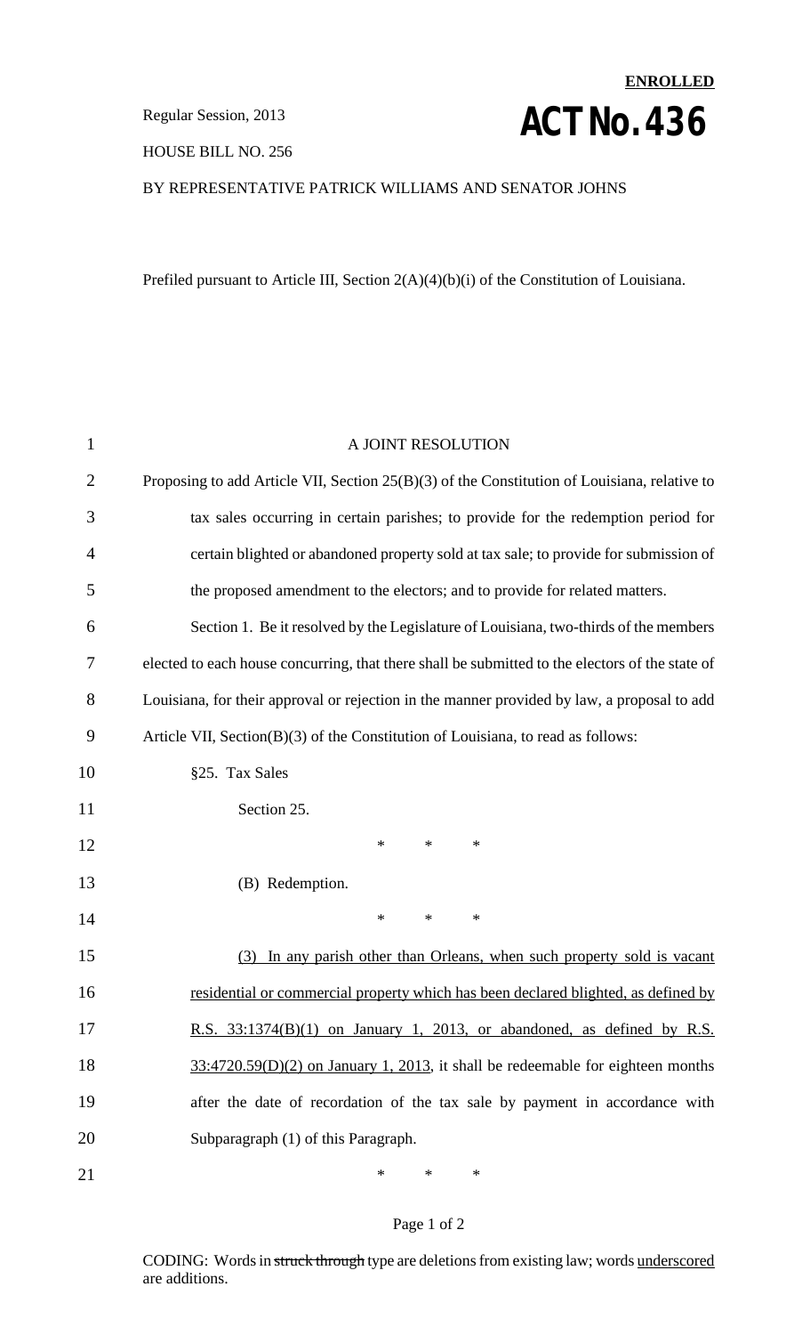**ENROLLED**

Regular Session, 2013

# ACT No. 436

HOUSE BILL NO. 256

BY REPRESENTATIVE PATRICK WILLIAMS AND SENATOR JOHNS

Prefiled pursuant to Article III, Section 2(A)(4)(b)(i) of the Constitution of Louisiana.

A JOINT RESOLUTION

Proposing to add Article VII, Section 25(B)(3) of the Constitution of Louisiana, relative to tax sales occurring in certain parishes; to provide for the redemption period for certain blighted or abandoned property sold at tax sale; to provide for submission of the proposed amendment to the electors; and to provide for related matters.

Section 1. Be it resolved by the Legislature of Louisiana, two-thirds of the members elected to each house concurring, that there shall be submitted to the electors of the state of Louisiana, for their approval or rejection in the manner provided by law, a proposal to add Article VII, Section(B)(3) of the Constitution of Louisiana, to read as follows:

§25. Tax Sales

Section 25.

\* \* \*

(B) Redemption.

\* \* \*

<u>(3) In any parish other than Orleans, when such property sold is vacant residential or commercial property which has been declared blighted, as defined by R.S. 33:1374(B)(1) on January 1, 2013, or abandoned, as defined by R.S. 33:4720.59(D)(2) on January 1, 2013</u>, it shall be redeemable for eighteen months after the date of recordation of the tax sale by payment in accordance with Subparagraph (1) of this Paragraph.

\* \* \*

CODING: Words in ~~struck through~~ type are deletions from existing law; words <u>underscored</u> are additions.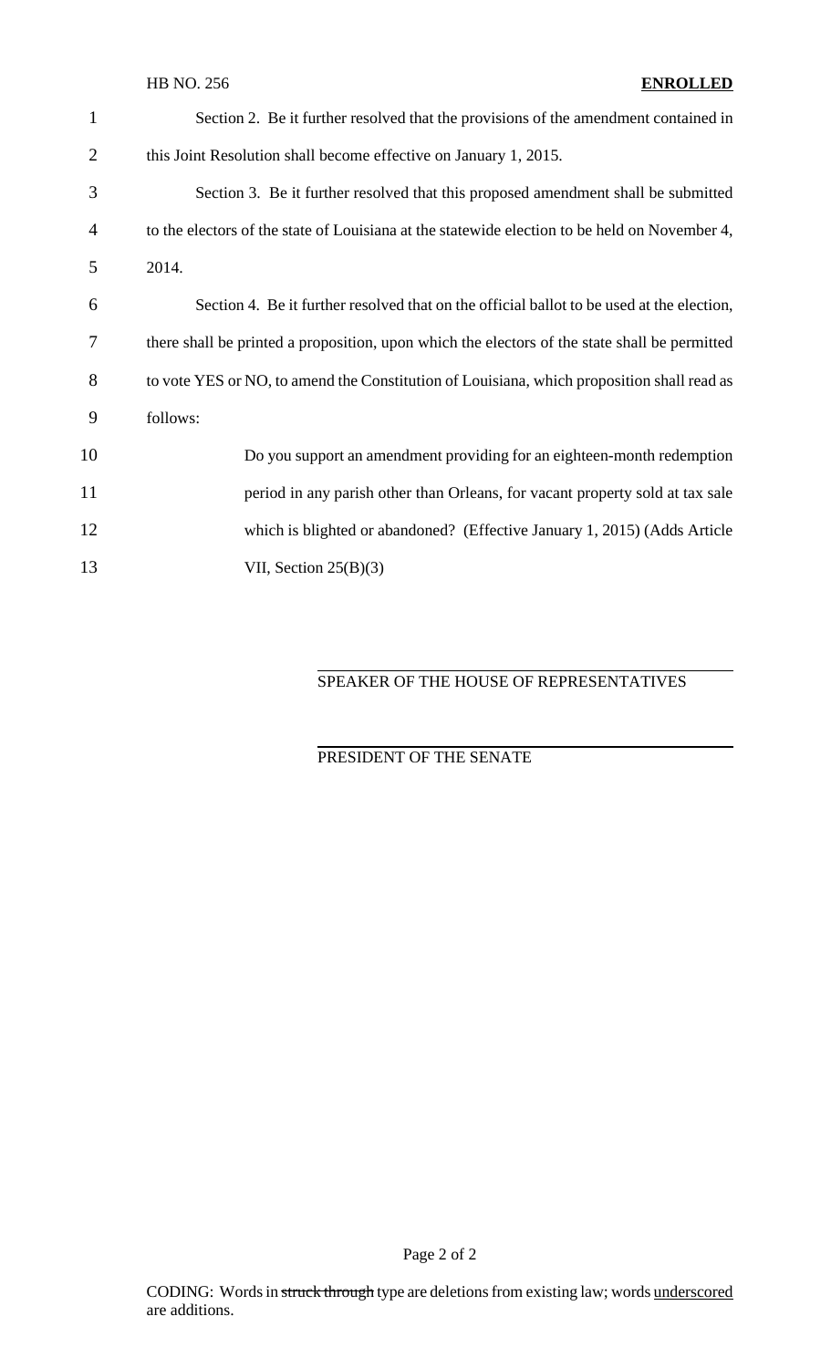Section 2. Be it further resolved that the provisions of the amendment contained in this Joint Resolution shall become effective on January 1, 2015.

Section 3. Be it further resolved that this proposed amendment shall be submitted to the electors of the state of Louisiana at the statewide election to be held on November 4, 2014.

Section 4. Be it further resolved that on the official ballot to be used at the election, there shall be printed a proposition, upon which the electors of the state shall be permitted to vote YES or NO, to amend the Constitution of Louisiana, which proposition shall read as follows:

> Do you support an amendment providing for an eighteen-month redemption period in any parish other than Orleans, for vacant property sold at tax sale which is blighted or abandoned? (Effective January 1, 2015) (Adds Article VII, Section 25(B)(3)

SPEAKER OF THE HOUSE OF REPRESENTATIVES

PRESIDENT OF THE SENATE

CODING: Words in ~~struck through~~ type are deletions from existing law; words underscored are additions.